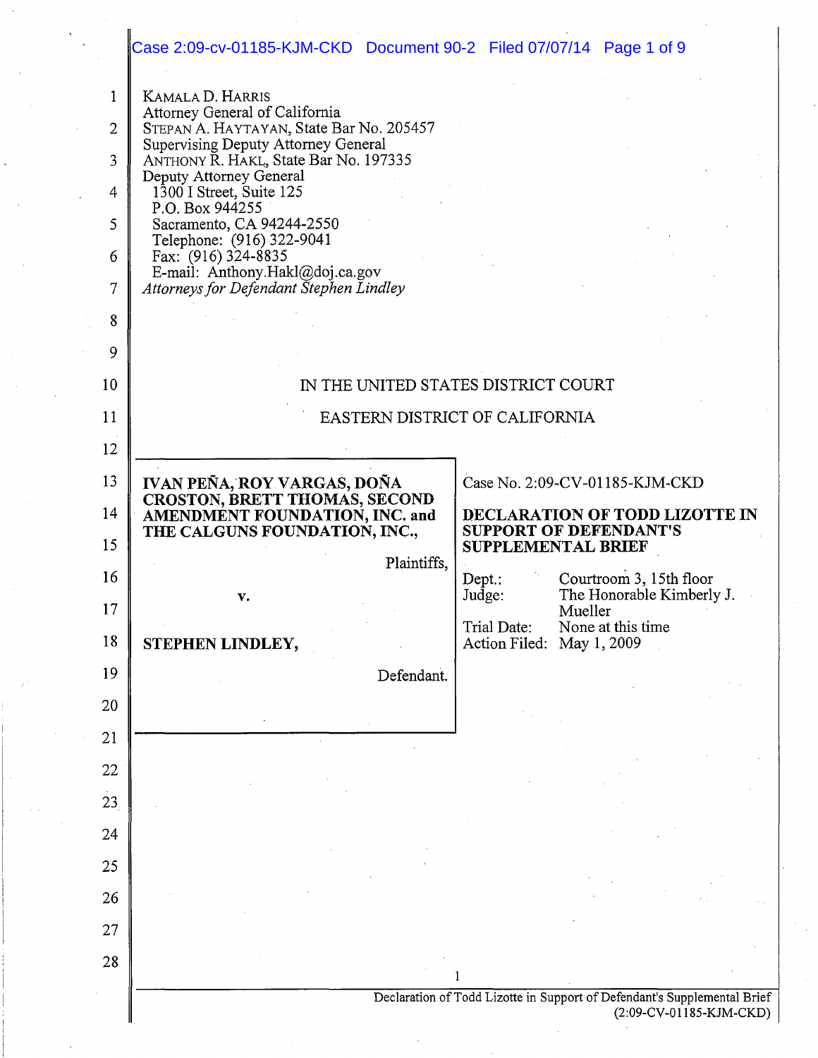KAMALA D. HARRIS
Attorney General of California
STEPAN A. HAYTAYAN, State Bar No. 205457
Supervising Deputy Attorney General
ANTHONY R. HAKL, State Bar No. 197335
Deputy Attorney General
1300 I Street, Suite 125
P.O. Box 944255
Sacramento, CA 94244-2550
Telephone: (916) 322-9041
Fax: (916) 324-8835
E-mail: Anthony.Hakl@doj.ca.gov
*Attorneys for Defendant Stephen Lindley*

IN THE UNITED STATES DISTRICT COURT

EASTERN DISTRICT OF CALIFORNIA

**IVAN PEÑA, ROY VARGAS, DOÑA CROSTON, BRETT THOMAS, SECOND AMENDMENT FOUNDATION, INC. and THE CALGUNS FOUNDATION, INC.,**

Plaintiffs,

v.

**STEPHEN LINDLEY,**

Defendant.

Case No. 2:09-CV-01185-KJM-CKD

**DECLARATION OF TODD LIZOTTE IN SUPPORT OF DEFENDANT'S SUPPLEMENTAL BRIEF**

| | |
|---|---|
| Dept.: | Courtroom 3, 15th floor |
| Judge: | The Honorable Kimberly J. Mueller |
| Trial Date: | None at this time |
| Action Filed: | May 1, 2009 |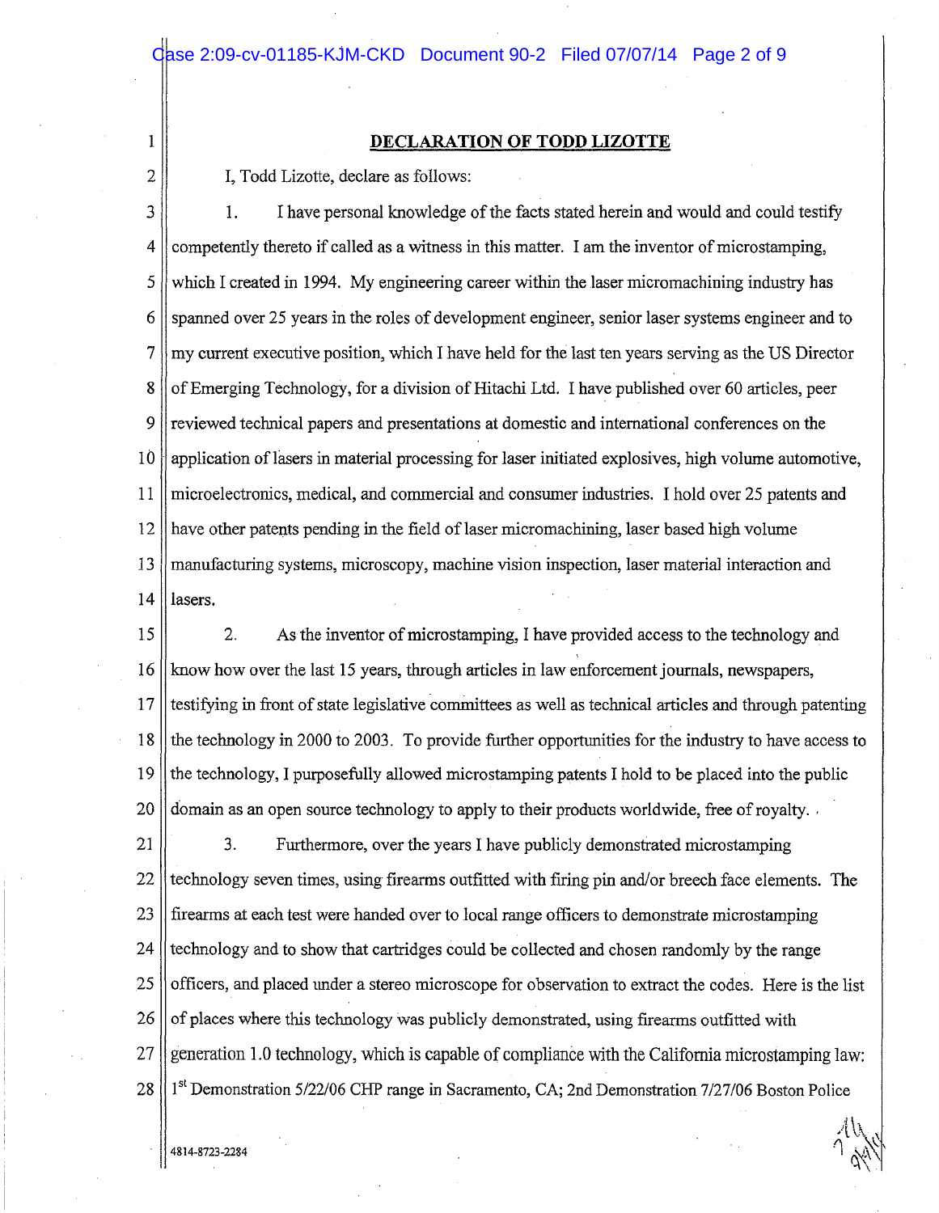## DECLARATION OF TODD LIZOTTE

I, Todd Lizotte, declare as follows:

1. I have personal knowledge of the facts stated herein and would and could testify competently thereto if called as a witness in this matter. I am the inventor of microstamping, which I created in 1994. My engineering career within the laser micromachining industry has spanned over 25 years in the roles of development engineer, senior laser systems engineer and to my current executive position, which I have held for the last ten years serving as the US Director of Emerging Technology, for a division of Hitachi Ltd. I have published over 60 articles, peer reviewed technical papers and presentations at domestic and international conferences on the application of lasers in material processing for laser initiated explosives, high volume automotive, microelectronics, medical, and commercial and consumer industries. I hold over 25 patents and have other patents pending in the field of laser micromachining, laser based high volume manufacturing systems, microscopy, machine vision inspection, laser material interaction and lasers.

2. As the inventor of microstamping, I have provided access to the technology and know how over the last 15 years, through articles in law enforcement journals, newspapers, testifying in front of state legislative committees as well as technical articles and through patenting the technology in 2000 to 2003. To provide further opportunities for the industry to have access to the technology, I purposefully allowed microstamping patents I hold to be placed into the public domain as an open source technology to apply to their products worldwide, free of royalty.

3. Furthermore, over the years I have publicly demonstrated microstamping technology seven times, using firearms outfitted with firing pin and/or breech face elements. The firearms at each test were handed over to local range officers to demonstrate microstamping technology and to show that cartridges could be collected and chosen randomly by the range officers, and placed under a stereo microscope for observation to extract the codes. Here is the list of places where this technology was publicly demonstrated, using firearms outfitted with generation 1.0 technology, which is capable of compliance with the California microstamping law: 1st Demonstration 5/22/06 CHP range in Sacramento, CA; 2nd Demonstration 7/27/06 Boston Police

4814-8723-2284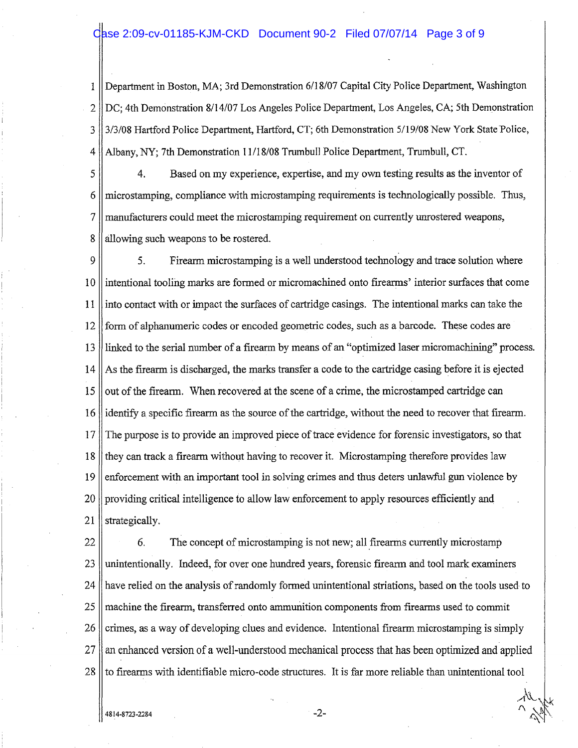Department in Boston, MA; 3rd Demonstration 6/18/07 Capital City Police Department, Washington DC; 4th Demonstration 8/14/07 Los Angeles Police Department, Los Angeles, CA; 5th Demonstration 3/3/08 Hartford Police Department, Hartford, CT; 6th Demonstration 5/19/08 New York State Police, Albany, NY; 7th Demonstration 11/18/08 Trumbull Police Department, Trumbull, CT.

4. Based on my experience, expertise, and my own testing results as the inventor of microstamping, compliance with microstamping requirements is technologically possible. Thus, manufacturers could meet the microstamping requirement on currently unrostered weapons, allowing such weapons to be rostered.

5. Firearm microstamping is a well understood technology and trace solution where intentional tooling marks are formed or micromachined onto firearms' interior surfaces that come into contact with or impact the surfaces of cartridge casings. The intentional marks can take the form of alphanumeric codes or encoded geometric codes, such as a barcode. These codes are linked to the serial number of a firearm by means of an "optimized laser micromachining" process. As the firearm is discharged, the marks transfer a code to the cartridge casing before it is ejected out of the firearm. When recovered at the scene of a crime, the microstamped cartridge can identify a specific firearm as the source of the cartridge, without the need to recover that firearm. The purpose is to provide an improved piece of trace evidence for forensic investigators, so that they can track a firearm without having to recover it. Microstamping therefore provides law enforcement with an important tool in solving crimes and thus deters unlawful gun violence by providing critical intelligence to allow law enforcement to apply resources efficiently and strategically.

6. The concept of microstamping is not new; all firearms currently microstamp unintentionally. Indeed, for over one hundred years, forensic firearm and tool mark examiners have relied on the analysis of randomly formed unintentional striations, based on the tools used to machine the firearm, transferred onto ammunition components from firearms used to commit crimes, as a way of developing clues and evidence. Intentional firearm microstamping is simply an enhanced version of a well-understood mechanical process that has been optimized and applied to firearms with identifiable micro-code structures. It is far more reliable than unintentional tool

4814-8723-2284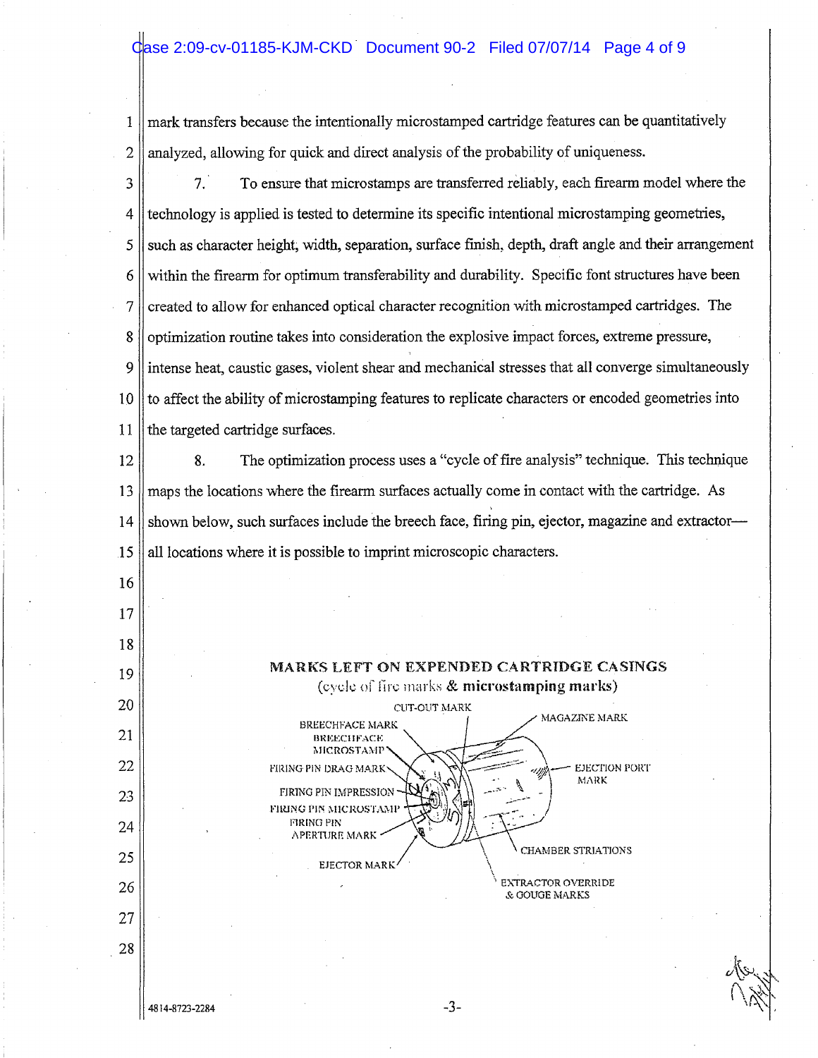mark transfers because the intentionally microstamped cartridge features can be quantitatively analyzed, allowing for quick and direct analysis of the probability of uniqueness.

7. To ensure that microstamps are transferred reliably, each firearm model where the technology is applied is tested to determine its specific intentional microstamping geometries, such as character height, width, separation, surface finish, depth, draft angle and their arrangement within the firearm for optimum transferability and durability. Specific font structures have been created to allow for enhanced optical character recognition with microstamped cartridges. The optimization routine takes into consideration the explosive impact forces, extreme pressure, intense heat, caustic gases, violent shear and mechanical stresses that all converge simultaneously to affect the ability of microstamping features to replicate characters or encoded geometries into the targeted cartridge surfaces.

8. The optimization process uses a "cycle of fire analysis" technique. This technique maps the locations where the firearm surfaces actually come in contact with the cartridge. As shown below, such surfaces include the breech face, firing pin, ejector, magazine and extractor— all locations where it is possible to imprint microscopic characters.

**MARKS LEFT ON EXPENDED CARTRIDGE CASINGS**
(cycle of fire marks & **microstamping marks**)

CUT-OUT MARK
BREECHFACE MARK
BREECHFACE MICROSTAMP
FIRING PIN DRAG MARK
FIRING PIN IMPRESSION
FIRING PIN MICROSTAMP
FIRING PIN APERTURE MARK
EJECTOR MARK
MAGAZINE MARK
EJECTION PORT MARK
CHAMBER STRIATIONS
EXTRACTOR OVERRIDE & GOUGE MARKS

4814-8723-2284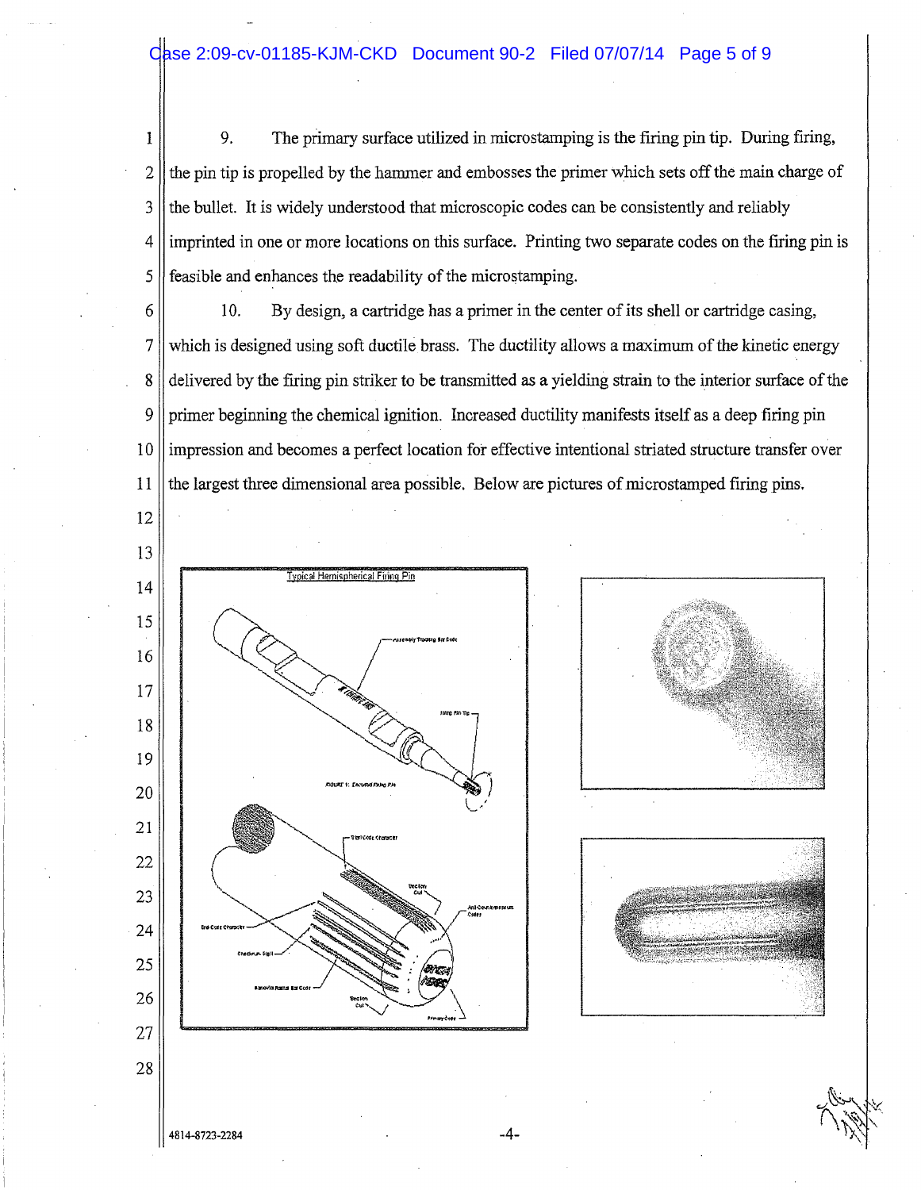9. The primary surface utilized in microstamping is the firing pin tip. During firing, the pin tip is propelled by the hammer and embosses the primer which sets off the main charge of the bullet. It is widely understood that microscopic codes can be consistently and reliably imprinted in one or more locations on this surface. Printing two separate codes on the firing pin is feasible and enhances the readability of the microstamping.

10. By design, a cartridge has a primer in the center of its shell or cartridge casing, which is designed using soft ductile brass. The ductility allows a maximum of the kinetic energy delivered by the firing pin striker to be transmitted as a yielding strain to the interior surface of the primer beginning the chemical ignition. Increased ductility manifests itself as a deep firing pin impression and becomes a perfect location for effective intentional striated structure transfer over the largest three dimensional area possible. Below are pictures of microstamped firing pins.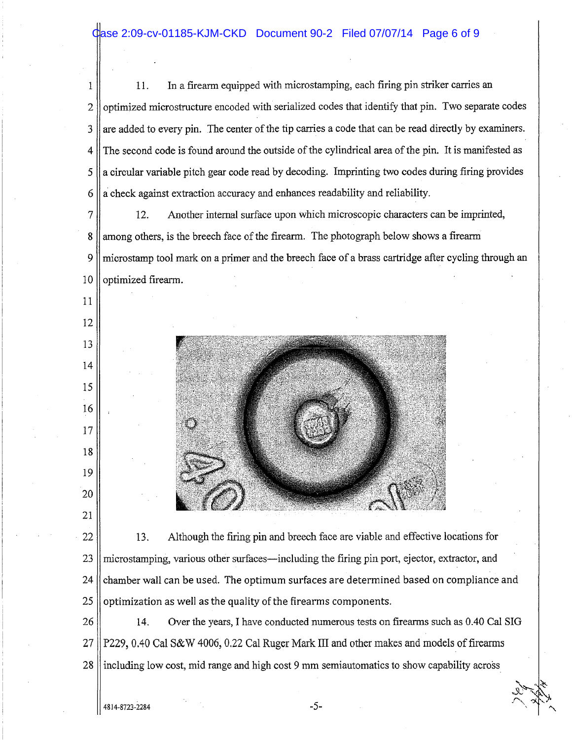11. In a firearm equipped with microstamping, each firing pin striker carries an optimized microstructure encoded with serialized codes that identify that pin. Two separate codes are added to every pin. The center of the tip carries a code that can be read directly by examiners. The second code is found around the outside of the cylindrical area of the pin. It is manifested as a circular variable pitch gear code read by decoding. Imprinting two codes during firing provides a check against extraction accuracy and enhances readability and reliability.

12. Another internal surface upon which microscopic characters can be imprinted, among others, is the breech face of the firearm. The photograph below shows a firearm microstamp tool mark on a primer and the breech face of a brass cartridge after cycling through an optimized firearm.

13. Although the firing pin and breech face are viable and effective locations for microstamping, various other surfaces—including the firing pin port, ejector, extractor, and chamber wall can be used. The optimum surfaces are determined based on compliance and optimization as well as the quality of the firearms components.

14. Over the years, I have conducted numerous tests on firearms such as 0.40 Cal SIG P229, 0.40 Cal S&W 4006, 0.22 Cal Ruger Mark III and other makes and models of firearms including low cost, mid range and high cost 9 mm semiautomatics to show capability across

4814-8723-2284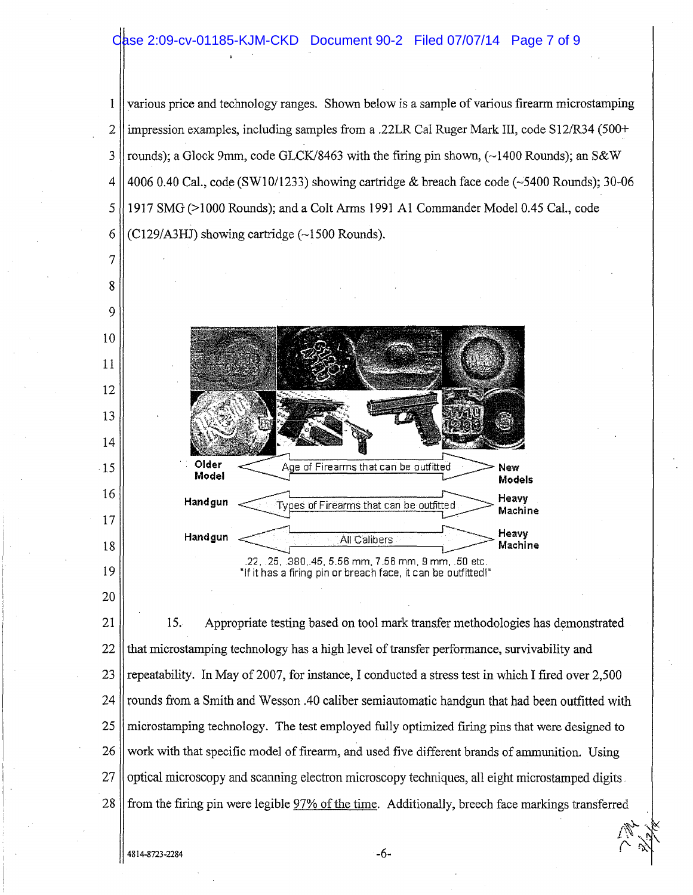various price and technology ranges. Shown below is a sample of various firearm microstamping impression examples, including samples from a .22LR Cal Ruger Mark III, code S12/R34 (500+ rounds); a Glock 9mm, code GLCK/8463 with the firing pin shown, (~1400 Rounds); an S&W 4006 0.40 Cal., code (SW10/1233) showing cartridge & breach face code (~5400 Rounds); 30-06 1917 SMG (>1000 Rounds); and a Colt Arms 1991 A1 Commander Model 0.45 Cal., code (C129/A3HJ) showing cartridge (~1500 Rounds).

Older Model ← Age of Firearms that can be outfitted → New Models

Handgun ← Types of Firearms that can be outfitted → Heavy Machine

Handgun ← All Calibers → Heavy Machine

.22, .25, .380,.45, 5.56 mm, 7.56 mm, 9 mm, .50 etc.
"If it has a firing pin or breach face, it can be outfitted!"

15. Appropriate testing based on tool mark transfer methodologies has demonstrated that microstamping technology has a high level of transfer performance, survivability and repeatability. In May of 2007, for instance, I conducted a stress test in which I fired over 2,500 rounds from a Smith and Wesson .40 caliber semiautomatic handgun that had been outfitted with microstamping technology. The test employed fully optimized firing pins that were designed to work with that specific model of firearm, and used five different brands of ammunition. Using optical microscopy and scanning electron microscopy techniques, all eight microstamped digits from the firing pin were legible 97% of the time. Additionally, breech face markings transferred

4814-8723-2284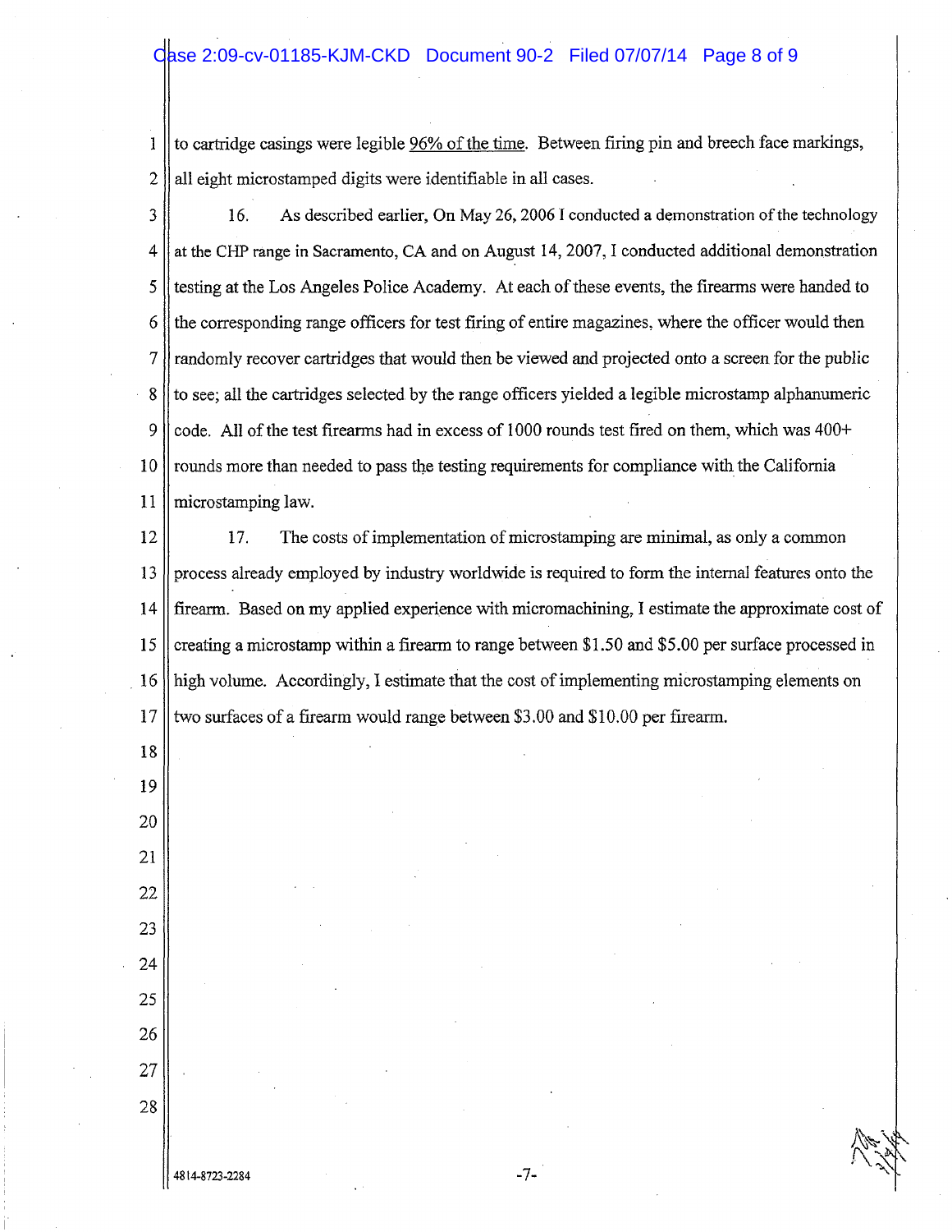to cartridge casings were legible 96% of the time. Between firing pin and breech face markings, all eight microstamped digits were identifiable in all cases.

16. As described earlier, On May 26, 2006 I conducted a demonstration of the technology at the CHP range in Sacramento, CA and on August 14, 2007, I conducted additional demonstration testing at the Los Angeles Police Academy. At each of these events, the firearms were handed to the corresponding range officers for test firing of entire magazines, where the officer would then randomly recover cartridges that would then be viewed and projected onto a screen for the public to see; all the cartridges selected by the range officers yielded a legible microstamp alphanumeric code. All of the test firearms had in excess of 1000 rounds test fired on them, which was 400+ rounds more than needed to pass the testing requirements for compliance with the California microstamping law.

17. The costs of implementation of microstamping are minimal, as only a common process already employed by industry worldwide is required to form the internal features onto the firearm. Based on my applied experience with micromachining, I estimate the approximate cost of creating a microstamp within a firearm to range between $1.50 and $5.00 per surface processed in high volume. Accordingly, I estimate that the cost of implementing microstamping elements on two surfaces of a firearm would range between $3.00 and $10.00 per firearm.

4814-8723-2284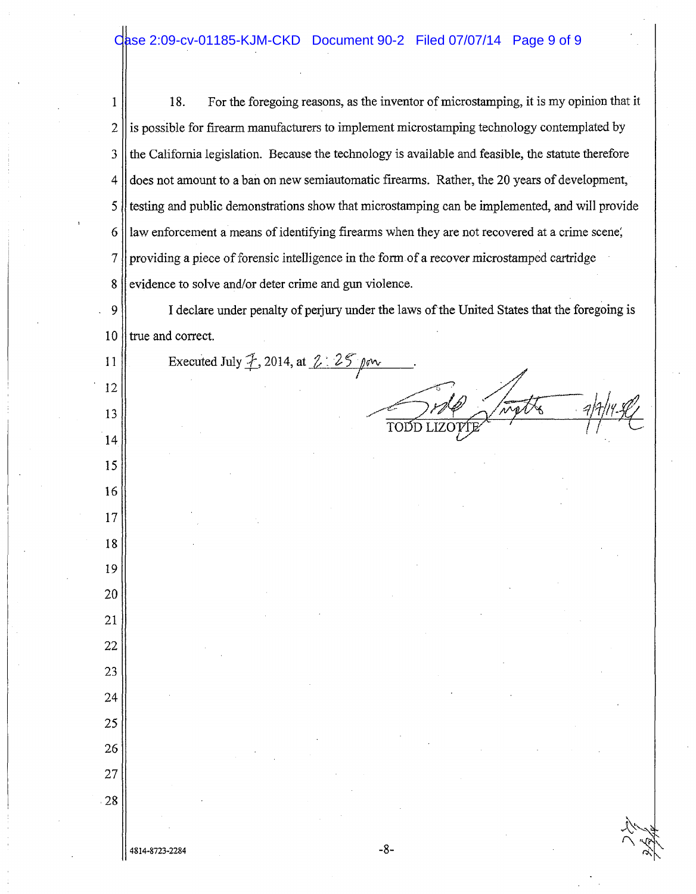18. For the foregoing reasons, as the inventor of microstamping, it is my opinion that it is possible for firearm manufacturers to implement microstamping technology contemplated by the California legislation. Because the technology is available and feasible, the statute therefore does not amount to a ban on new semiautomatic firearms. Rather, the 20 years of development, testing and public demonstrations show that microstamping can be implemented, and will provide law enforcement a means of identifying firearms when they are not recovered at a crime scene, providing a piece of forensic intelligence in the form of a recover microstamped cartridge evidence to solve and/or deter crime and gun violence.

I declare under penalty of perjury under the laws of the United States that the foregoing is true and correct.

Executed July 7, 2014, at 2:25 pm.

TODD LIZOTTE 7/7/14

4814-8723-2284